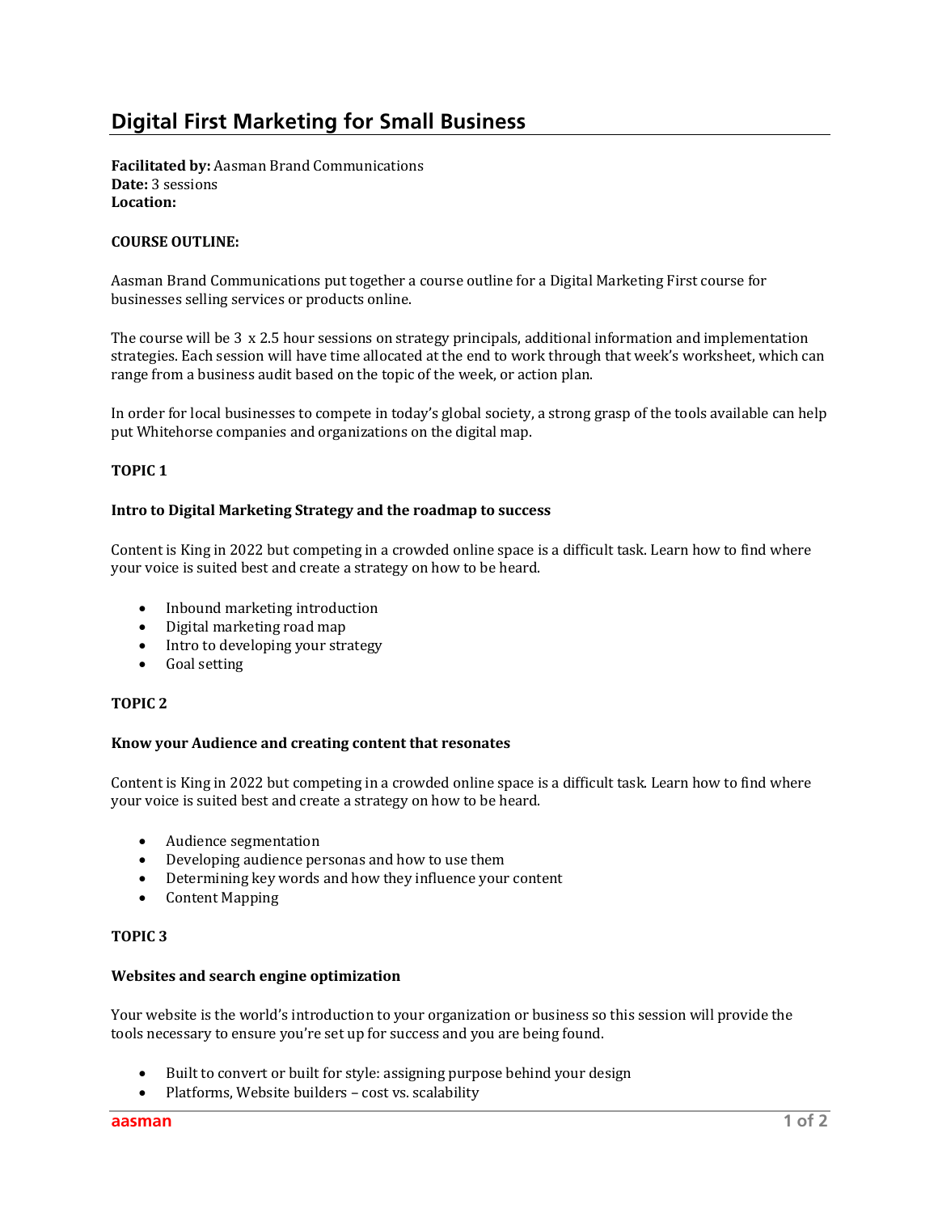# Digital First Marketing for Small Business

**Facilitated by:** Aasman Brand Communications
**Date:** 3 sessions
**Location:**

**COURSE OUTLINE:**

Aasman Brand Communications put together a course outline for a Digital Marketing First course for businesses selling services or products online.

The course will be 3 x 2.5 hour sessions on strategy principals, additional information and implementation strategies. Each session will have time allocated at the end to work through that week's worksheet, which can range from a business audit based on the topic of the week, or action plan.

In order for local businesses to compete in today's global society, a strong grasp of the tools available can help put Whitehorse companies and organizations on the digital map.

**TOPIC 1**

**Intro to Digital Marketing Strategy and the roadmap to success**

Content is King in 2022 but competing in a crowded online space is a difficult task. Learn how to find where your voice is suited best and create a strategy on how to be heard.

- Inbound marketing introduction
- Digital marketing road map
- Intro to developing your strategy
- Goal setting

**TOPIC 2**

**Know your Audience and creating content that resonates**

Content is King in 2022 but competing in a crowded online space is a difficult task. Learn how to find where your voice is suited best and create a strategy on how to be heard.

- Audience segmentation
- Developing audience personas and how to use them
- Determining key words and how they influence your content
- Content Mapping

**TOPIC 3**

**Websites and search engine optimization**

Your website is the world's introduction to your organization or business so this session will provide the tools necessary to ensure you're set up for success and you are being found.

- Built to convert or built for style: assigning purpose behind your design
- Platforms, Website builders – cost vs. scalability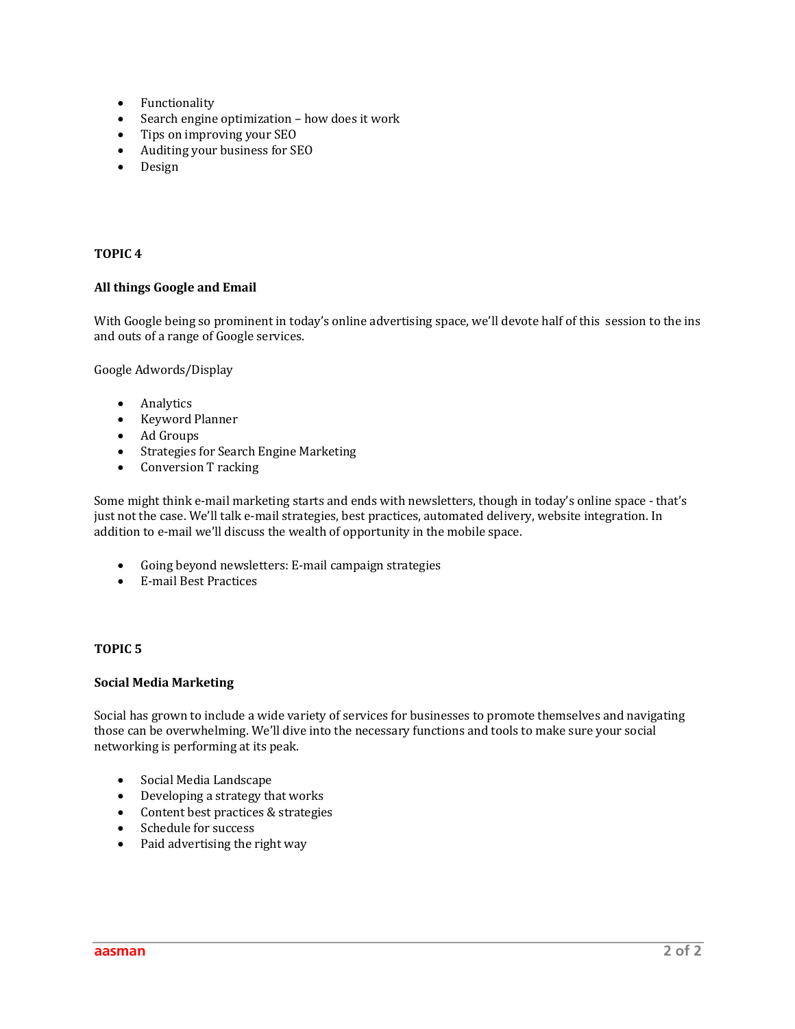- Functionality
- Search engine optimization – how does it work
- Tips on improving your SEO
- Auditing your business for SEO
- Design

**TOPIC 4**

**All things Google and Email**

With Google being so prominent in today's online advertising space, we'll devote half of this session to the ins and outs of a range of Google services.

Google Adwords/Display

- Analytics
- Keyword Planner
- Ad Groups
- Strategies for Search Engine Marketing
- Conversion T racking

Some might think e-mail marketing starts and ends with newsletters, though in today's online space - that's just not the case. We'll talk e-mail strategies, best practices, automated delivery, website integration. In addition to e-mail we'll discuss the wealth of opportunity in the mobile space.

- Going beyond newsletters: E-mail campaign strategies
- E-mail Best Practices

**TOPIC 5**

**Social Media Marketing**

Social has grown to include a wide variety of services for businesses to promote themselves and navigating those can be overwhelming. We'll dive into the necessary functions and tools to make sure your social networking is performing at its peak.

- Social Media Landscape
- Developing a strategy that works
- Content best practices & strategies
- Schedule for success
- Paid advertising the right way